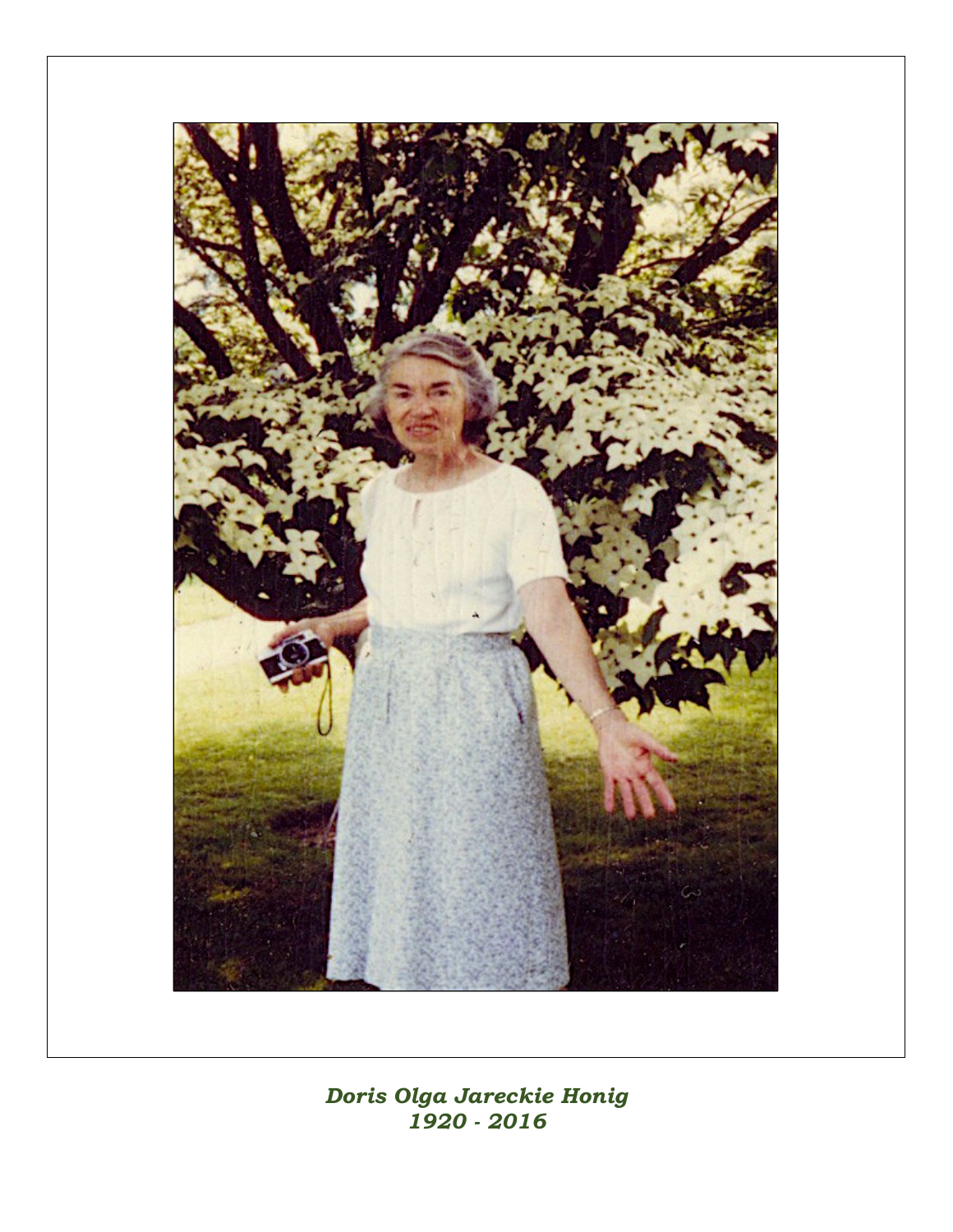*Doris Olga Jareckie Honig*
*1920 - 2016*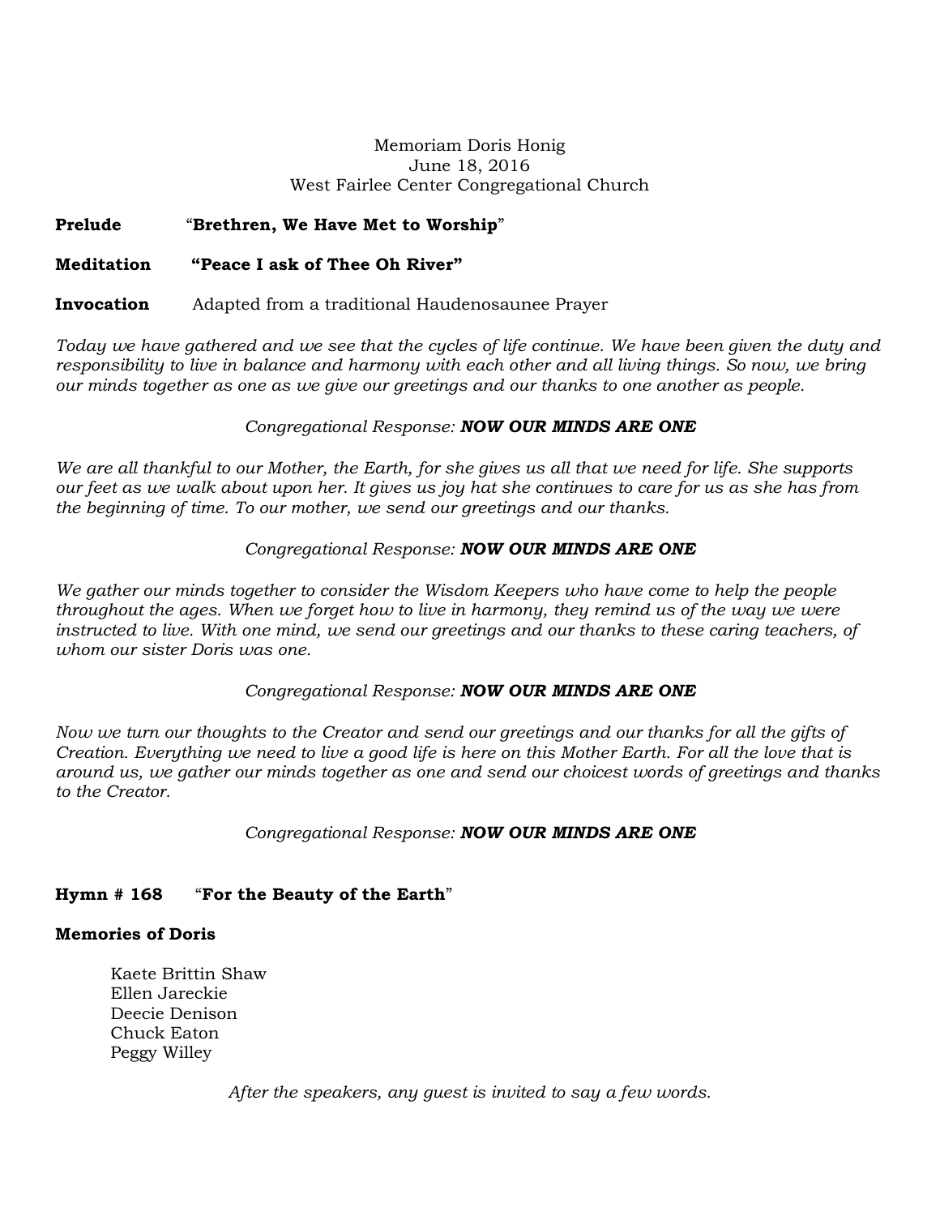Memoriam Doris Honig
June 18, 2016
West Fairlee Center Congregational Church

**Prelude** “**Brethren, We Have Met to Worship**”

**Meditation** **“Peace I ask of Thee Oh River”**

**Invocation** Adapted from a traditional Haudenosaunee Prayer

*Today we have gathered and we see that the cycles of life continue. We have been given the duty and responsibility to live in balance and harmony with each other and all living things. So now, we bring our minds together as one as we give our greetings and our thanks to one another as people.*

*Congregational Response:* ***NOW OUR MINDS ARE ONE***

*We are all thankful to our Mother, the Earth, for she gives us all that we need for life. She supports our feet as we walk about upon her. It gives us joy hat she continues to care for us as she has from the beginning of time. To our mother, we send our greetings and our thanks.*

*Congregational Response:* ***NOW OUR MINDS ARE ONE***

*We gather our minds together to consider the Wisdom Keepers who have come to help the people throughout the ages. When we forget how to live in harmony, they remind us of the way we were instructed to live. With one mind, we send our greetings and our thanks to these caring teachers, of whom our sister Doris was one.*

*Congregational Response:* ***NOW OUR MINDS ARE ONE***

*Now we turn our thoughts to the Creator and send our greetings and our thanks for all the gifts of Creation. Everything we need to live a good life is here on this Mother Earth. For all the love that is around us, we gather our minds together as one and send our choicest words of greetings and thanks to the Creator.*

*Congregational Response:* ***NOW OUR MINDS ARE ONE***

**Hymn # 168** “**For the Beauty of the Earth**”

**Memories of Doris**

Kaete Brittin Shaw
Ellen Jareckie
Deecie Denison
Chuck Eaton
Peggy Willey

*After the speakers, any guest is invited to say a few words.*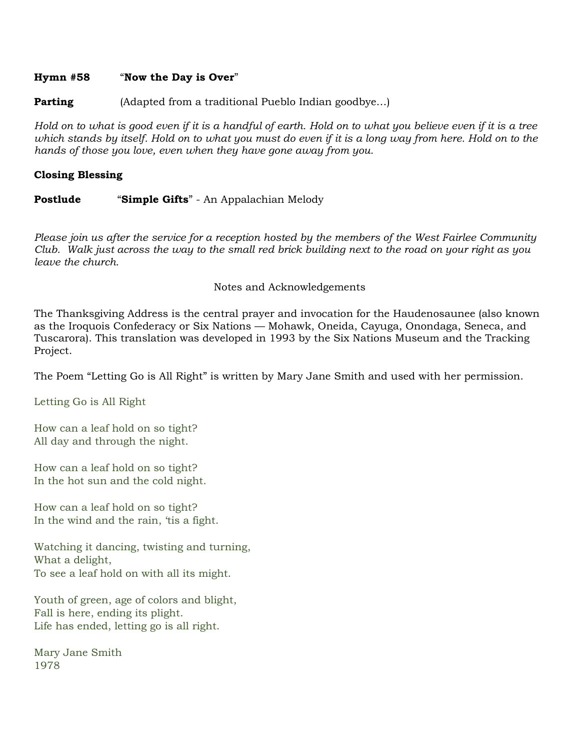**Hymn #58** “**Now the Day is Over**”

**Parting** (Adapted from a traditional Pueblo Indian goodbye…)

*Hold on to what is good even if it is a handful of earth. Hold on to what you believe even if it is a tree which stands by itself. Hold on to what you must do even if it is a long way from here. Hold on to the hands of those you love, even when they have gone away from you.*

**Closing Blessing**

**Postlude** “**Simple Gifts**” - An Appalachian Melody

*Please join us after the service for a reception hosted by the members of the West Fairlee Community Club. Walk just across the way to the small red brick building next to the road on your right as you leave the church.*

Notes and Acknowledgements

The Thanksgiving Address is the central prayer and invocation for the Haudenosaunee (also known as the Iroquois Confederacy or Six Nations — Mohawk, Oneida, Cayuga, Onondaga, Seneca, and Tuscarora). This translation was developed in 1993 by the Six Nations Museum and the Tracking Project.

The Poem “Letting Go is All Right” is written by Mary Jane Smith and used with her permission.

Letting Go is All Right

How can a leaf hold on so tight?  
All day and through the night.

How can a leaf hold on so tight?  
In the hot sun and the cold night.

How can a leaf hold on so tight?  
In the wind and the rain, ‘tis a fight.

Watching it dancing, twisting and turning,  
What a delight,  
To see a leaf hold on with all its might.

Youth of green, age of colors and blight,  
Fall is here, ending its plight.  
Life has ended, letting go is all right.

Mary Jane Smith  
1978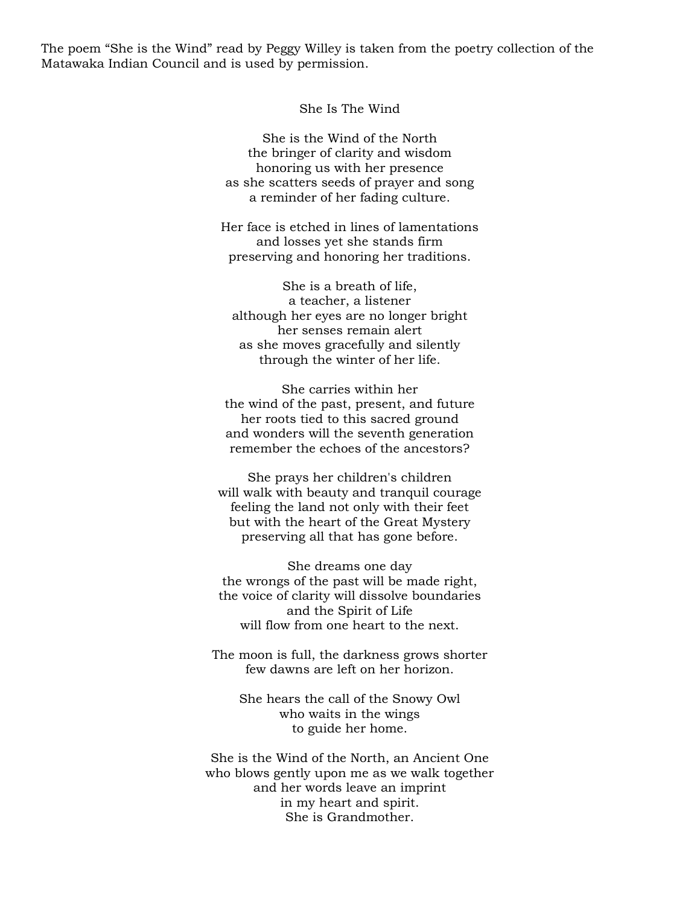The poem "She is the Wind" read by Peggy Willey is taken from the poetry collection of the Matawaka Indian Council and is used by permission.

## She Is The Wind

She is the Wind of the North  
the bringer of clarity and wisdom  
honoring us with her presence  
as she scatters seeds of prayer and song  
a reminder of her fading culture.

Her face is etched in lines of lamentations  
and losses yet she stands firm  
preserving and honoring her traditions.

She is a breath of life,  
a teacher, a listener  
although her eyes are no longer bright  
her senses remain alert  
as she moves gracefully and silently  
through the winter of her life.

She carries within her  
the wind of the past, present, and future  
her roots tied to this sacred ground  
and wonders will the seventh generation  
remember the echoes of the ancestors?

She prays her children's children  
will walk with beauty and tranquil courage  
feeling the land not only with their feet  
but with the heart of the Great Mystery  
preserving all that has gone before.

She dreams one day  
the wrongs of the past will be made right,  
the voice of clarity will dissolve boundaries  
and the Spirit of Life  
will flow from one heart to the next.

The moon is full, the darkness grows shorter  
few dawns are left on her horizon.

She hears the call of the Snowy Owl  
who waits in the wings  
to guide her home.

She is the Wind of the North, an Ancient One  
who blows gently upon me as we walk together  
and her words leave an imprint  
in my heart and spirit.  
She is Grandmother.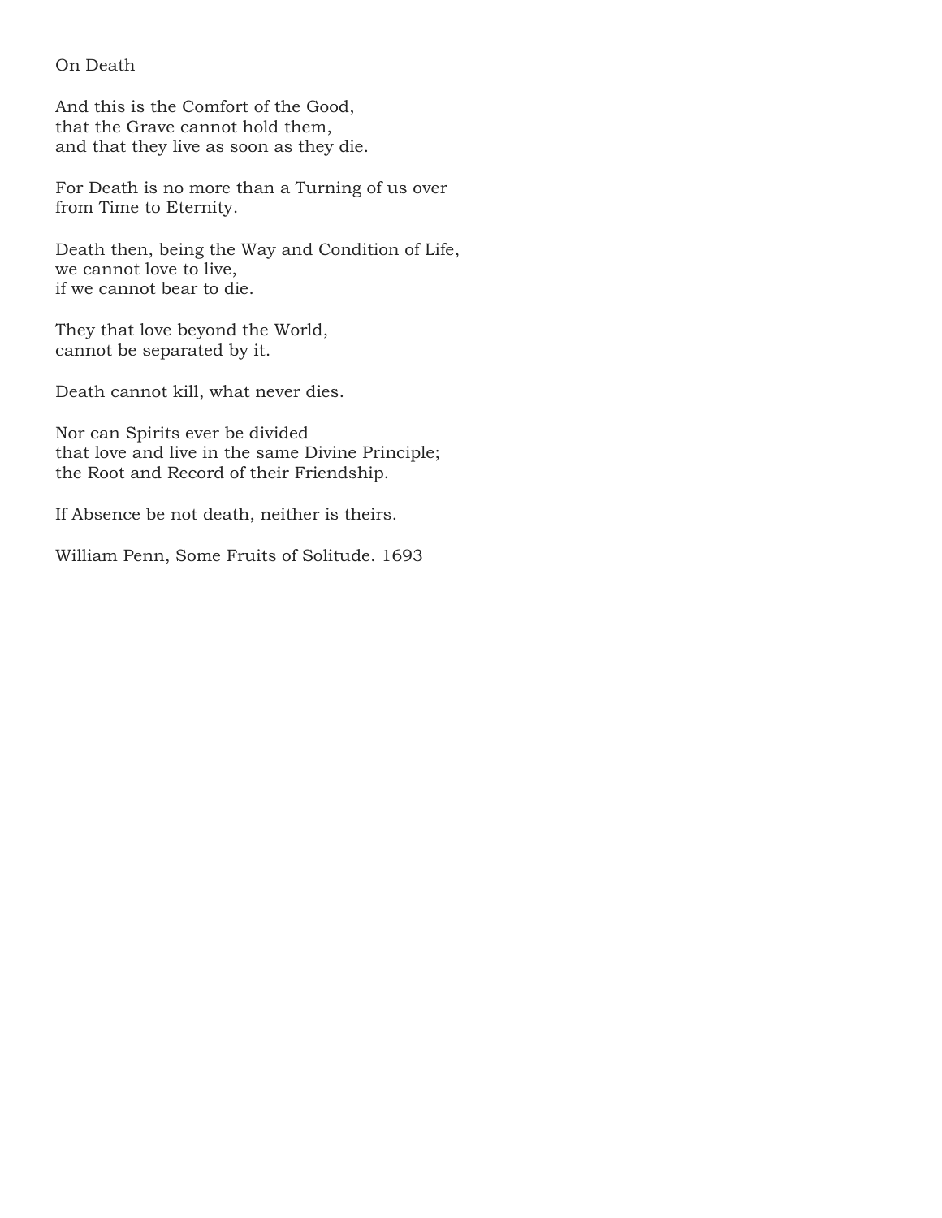On Death

And this is the Comfort of the Good,  
that the Grave cannot hold them,  
and that they live as soon as they die.

For Death is no more than a Turning of us over  
from Time to Eternity.

Death then, being the Way and Condition of Life,  
we cannot love to live,  
if we cannot bear to die.

They that love beyond the World,  
cannot be separated by it.

Death cannot kill, what never dies.

Nor can Spirits ever be divided  
that love and live in the same Divine Principle;  
the Root and Record of their Friendship.

If Absence be not death, neither is theirs.

William Penn, Some Fruits of Solitude. 1693